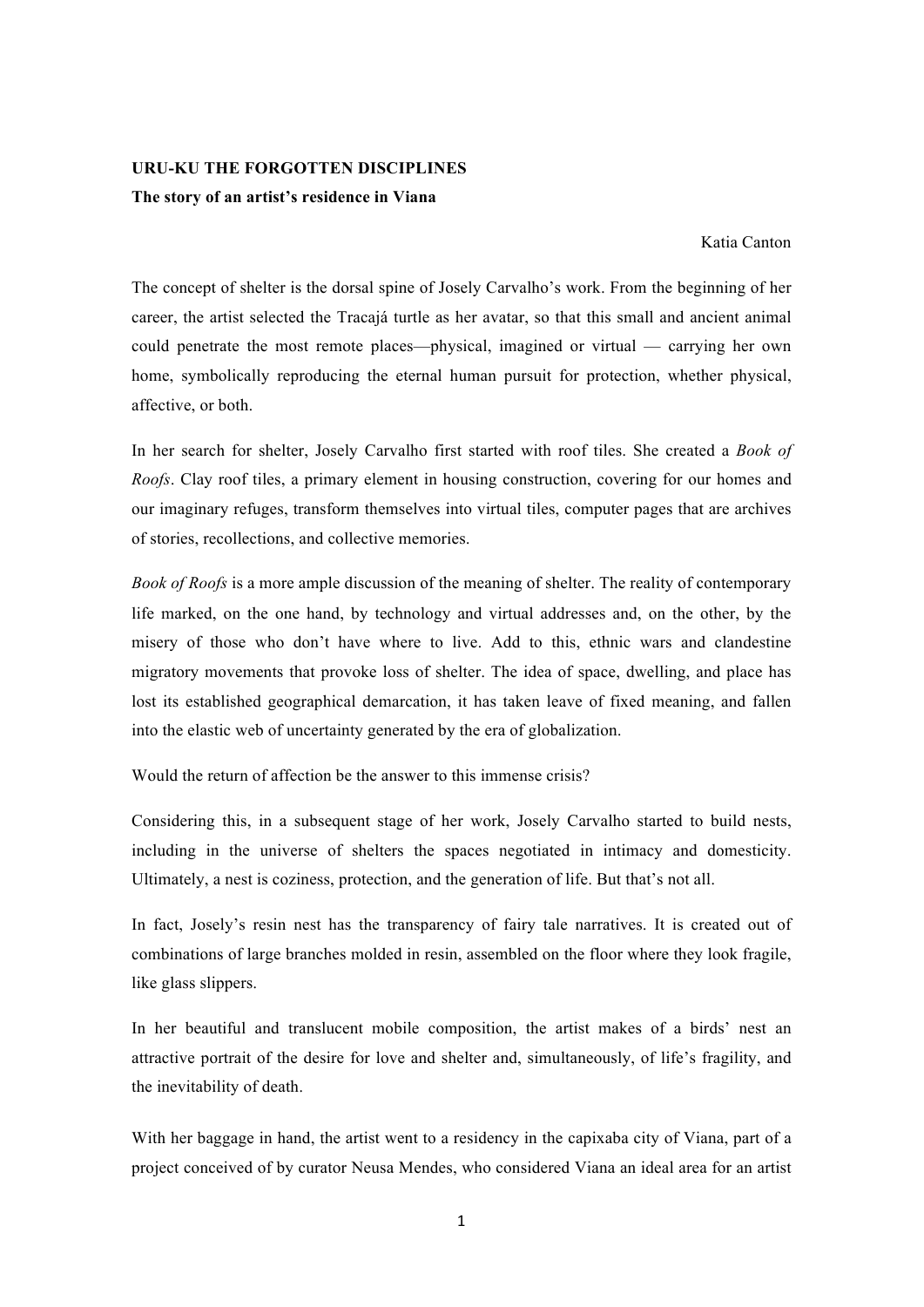**URU-KU THE FORGOTTEN DISCIPLINES**

**The story of an artist's residence in Viana**

Katia Canton

The concept of shelter is the dorsal spine of Josely Carvalho's work. From the beginning of her career, the artist selected the Tracajá turtle as her avatar, so that this small and ancient animal could penetrate the most remote places—physical, imagined or virtual — carrying her own home, symbolically reproducing the eternal human pursuit for protection, whether physical, affective, or both.

In her search for shelter, Josely Carvalho first started with roof tiles. She created a *Book of Roofs*. Clay roof tiles, a primary element in housing construction, covering for our homes and our imaginary refuges, transform themselves into virtual tiles, computer pages that are archives of stories, recollections, and collective memories.

*Book of Roofs* is a more ample discussion of the meaning of shelter. The reality of contemporary life marked, on the one hand, by technology and virtual addresses and, on the other, by the misery of those who don't have where to live. Add to this, ethnic wars and clandestine migratory movements that provoke loss of shelter. The idea of space, dwelling, and place has lost its established geographical demarcation, it has taken leave of fixed meaning, and fallen into the elastic web of uncertainty generated by the era of globalization.

Would the return of affection be the answer to this immense crisis?

Considering this, in a subsequent stage of her work, Josely Carvalho started to build nests, including in the universe of shelters the spaces negotiated in intimacy and domesticity. Ultimately, a nest is coziness, protection, and the generation of life. But that's not all.

In fact, Josely's resin nest has the transparency of fairy tale narratives. It is created out of combinations of large branches molded in resin, assembled on the floor where they look fragile, like glass slippers.

In her beautiful and translucent mobile composition, the artist makes of a birds' nest an attractive portrait of the desire for love and shelter and, simultaneously, of life's fragility, and the inevitability of death.

With her baggage in hand, the artist went to a residency in the capixaba city of Viana, part of a project conceived of by curator Neusa Mendes, who considered Viana an ideal area for an artist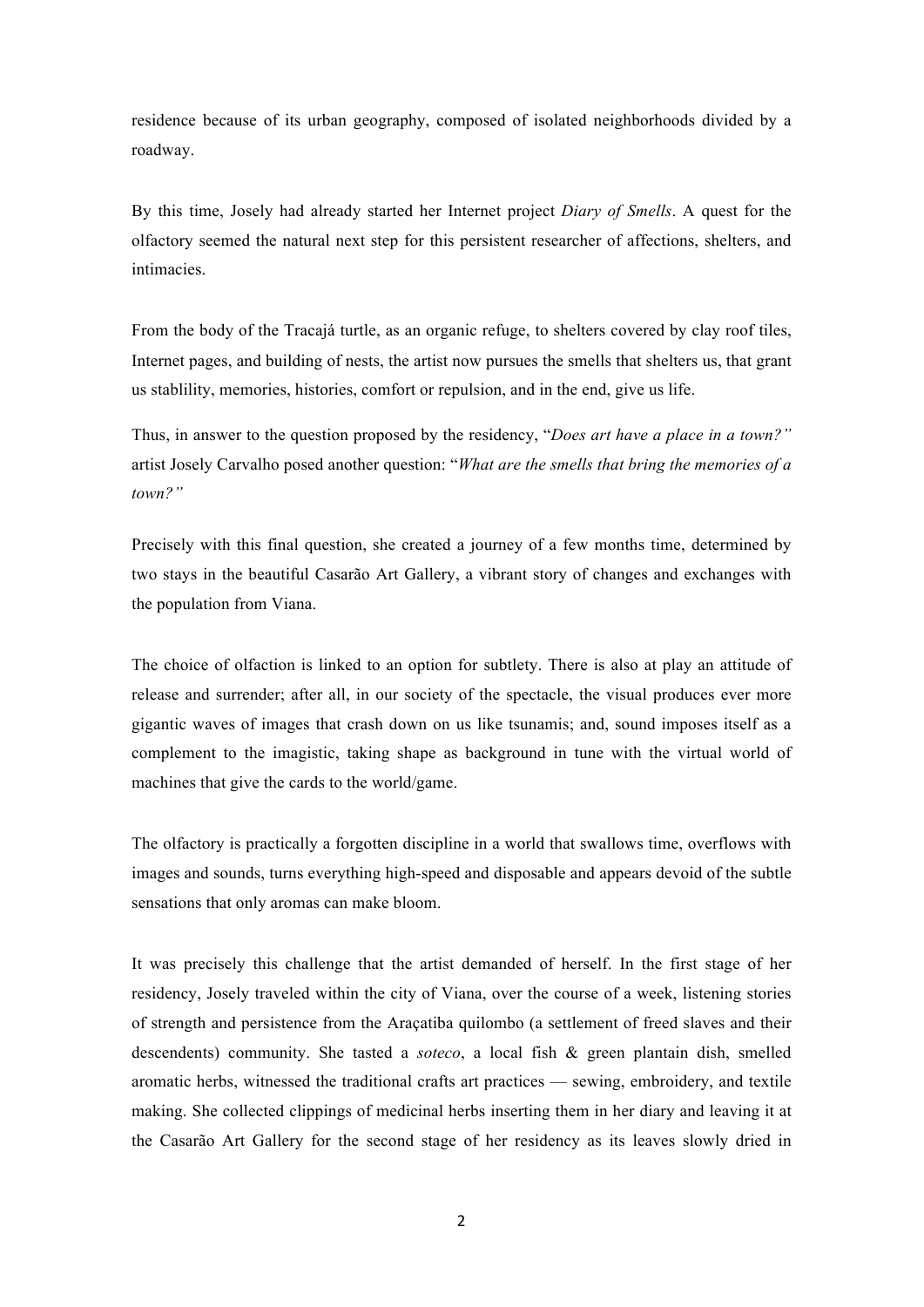residence because of its urban geography, composed of isolated neighborhoods divided by a roadway.

By this time, Josely had already started her Internet project *Diary of Smells*. A quest for the olfactory seemed the natural next step for this persistent researcher of affections, shelters, and intimacies.

From the body of the Tracajá turtle, as an organic refuge, to shelters covered by clay roof tiles, Internet pages, and building of nests, the artist now pursues the smells that shelters us, that grant us stablility, memories, histories, comfort or repulsion, and in the end, give us life.

Thus, in answer to the question proposed by the residency, "*Does art have a place in a town?*" artist Josely Carvalho posed another question: "*What are the smells that bring the memories of a town?*"

Precisely with this final question, she created a journey of a few months time, determined by two stays in the beautiful Casarão Art Gallery, a vibrant story of changes and exchanges with the population from Viana.

The choice of olfaction is linked to an option for subtlety. There is also at play an attitude of release and surrender; after all, in our society of the spectacle, the visual produces ever more gigantic waves of images that crash down on us like tsunamis; and, sound imposes itself as a complement to the imagistic, taking shape as background in tune with the virtual world of machines that give the cards to the world/game.

The olfactory is practically a forgotten discipline in a world that swallows time, overflows with images and sounds, turns everything high-speed and disposable and appears devoid of the subtle sensations that only aromas can make bloom.

It was precisely this challenge that the artist demanded of herself. In the first stage of her residency, Josely traveled within the city of Viana, over the course of a week, listening stories of strength and persistence from the Araçatiba quilombo (a settlement of freed slaves and their descendents) community. She tasted a *soteco*, a local fish & green plantain dish, smelled aromatic herbs, witnessed the traditional crafts art practices — sewing, embroidery, and textile making. She collected clippings of medicinal herbs inserting them in her diary and leaving it at the Casarão Art Gallery for the second stage of her residency as its leaves slowly dried in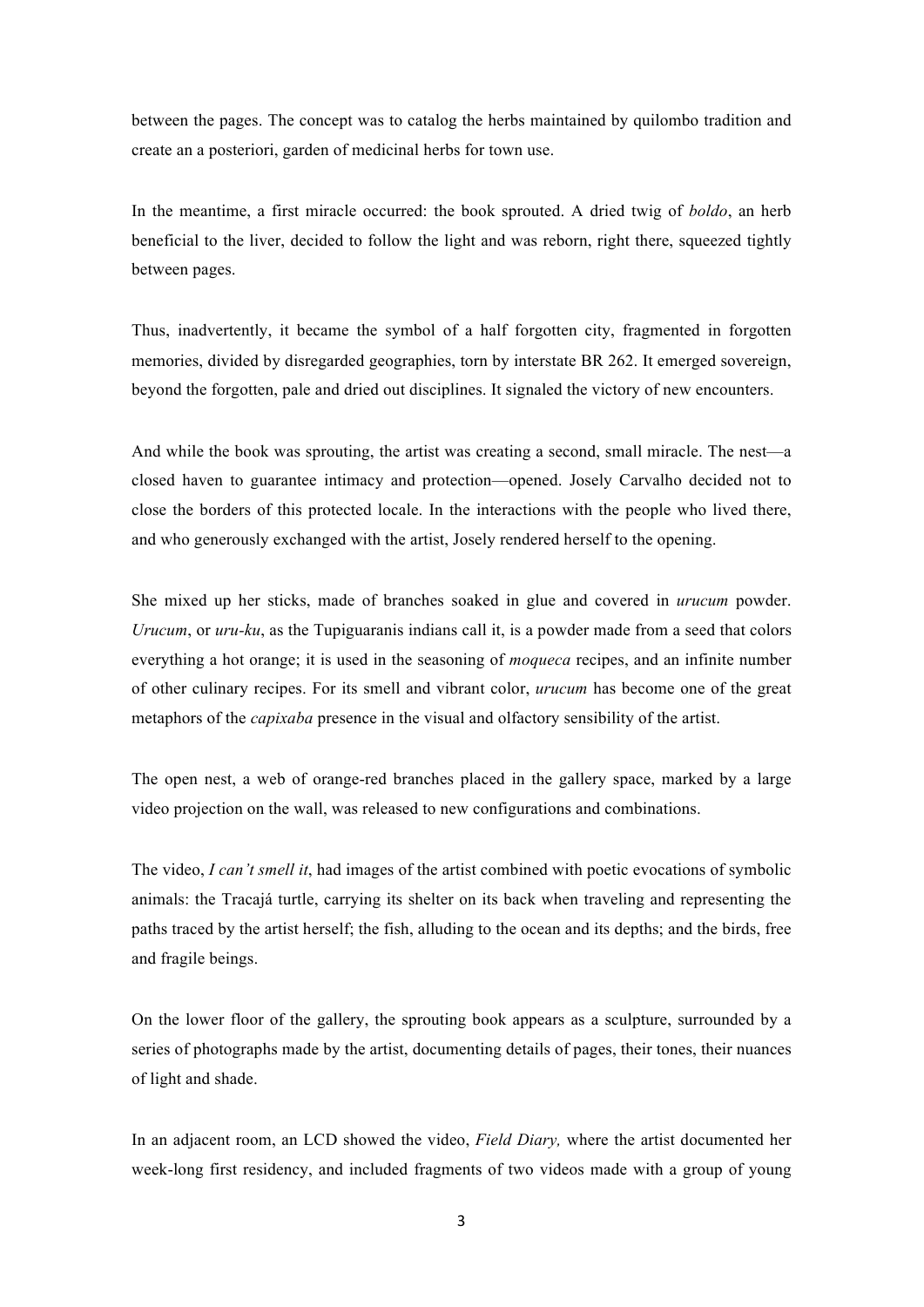between the pages. The concept was to catalog the herbs maintained by quilombo tradition and create an a posteriori, garden of medicinal herbs for town use.

In the meantime, a first miracle occurred: the book sprouted. A dried twig of *boldo*, an herb beneficial to the liver, decided to follow the light and was reborn, right there, squeezed tightly between pages.

Thus, inadvertently, it became the symbol of a half forgotten city, fragmented in forgotten memories, divided by disregarded geographies, torn by interstate BR 262. It emerged sovereign, beyond the forgotten, pale and dried out disciplines. It signaled the victory of new encounters.

And while the book was sprouting, the artist was creating a second, small miracle. The nest—a closed haven to guarantee intimacy and protection—opened. Josely Carvalho decided not to close the borders of this protected locale. In the interactions with the people who lived there, and who generously exchanged with the artist, Josely rendered herself to the opening.

She mixed up her sticks, made of branches soaked in glue and covered in *urucum* powder. *Urucum*, or *uru-ku*, as the Tupiguaranis indians call it, is a powder made from a seed that colors everything a hot orange; it is used in the seasoning of *moqueca* recipes, and an infinite number of other culinary recipes. For its smell and vibrant color, *urucum* has become one of the great metaphors of the *capixaba* presence in the visual and olfactory sensibility of the artist.

The open nest, a web of orange-red branches placed in the gallery space, marked by a large video projection on the wall, was released to new configurations and combinations.

The video, *I can't smell it*, had images of the artist combined with poetic evocations of symbolic animals: the Tracajá turtle, carrying its shelter on its back when traveling and representing the paths traced by the artist herself; the fish, alluding to the ocean and its depths; and the birds, free and fragile beings.

On the lower floor of the gallery, the sprouting book appears as a sculpture, surrounded by a series of photographs made by the artist, documenting details of pages, their tones, their nuances of light and shade.

In an adjacent room, an LCD showed the video, *Field Diary,* where the artist documented her week-long first residency, and included fragments of two videos made with a group of young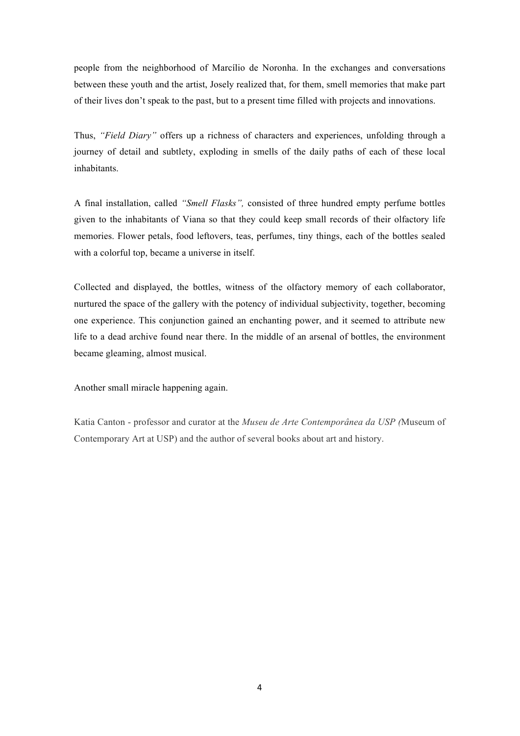people from the neighborhood of Marcílio de Noronha. In the exchanges and conversations between these youth and the artist, Josely realized that, for them, smell memories that make part of their lives don't speak to the past, but to a present time filled with projects and innovations.

Thus, *"Field Diary"* offers up a richness of characters and experiences, unfolding through a journey of detail and subtlety, exploding in smells of the daily paths of each of these local inhabitants.

A final installation, called *"Smell Flasks",* consisted of three hundred empty perfume bottles given to the inhabitants of Viana so that they could keep small records of their olfactory life memories. Flower petals, food leftovers, teas, perfumes, tiny things, each of the bottles sealed with a colorful top, became a universe in itself.

Collected and displayed, the bottles, witness of the olfactory memory of each collaborator, nurtured the space of the gallery with the potency of individual subjectivity, together, becoming one experience. This conjunction gained an enchanting power, and it seemed to attribute new life to a dead archive found near there. In the middle of an arsenal of bottles, the environment became gleaming, almost musical.

Another small miracle happening again.

Katia Canton - professor and curator at the *Museu de Arte Contemporânea da USP (*Museum of Contemporary Art at USP) and the author of several books about art and history.